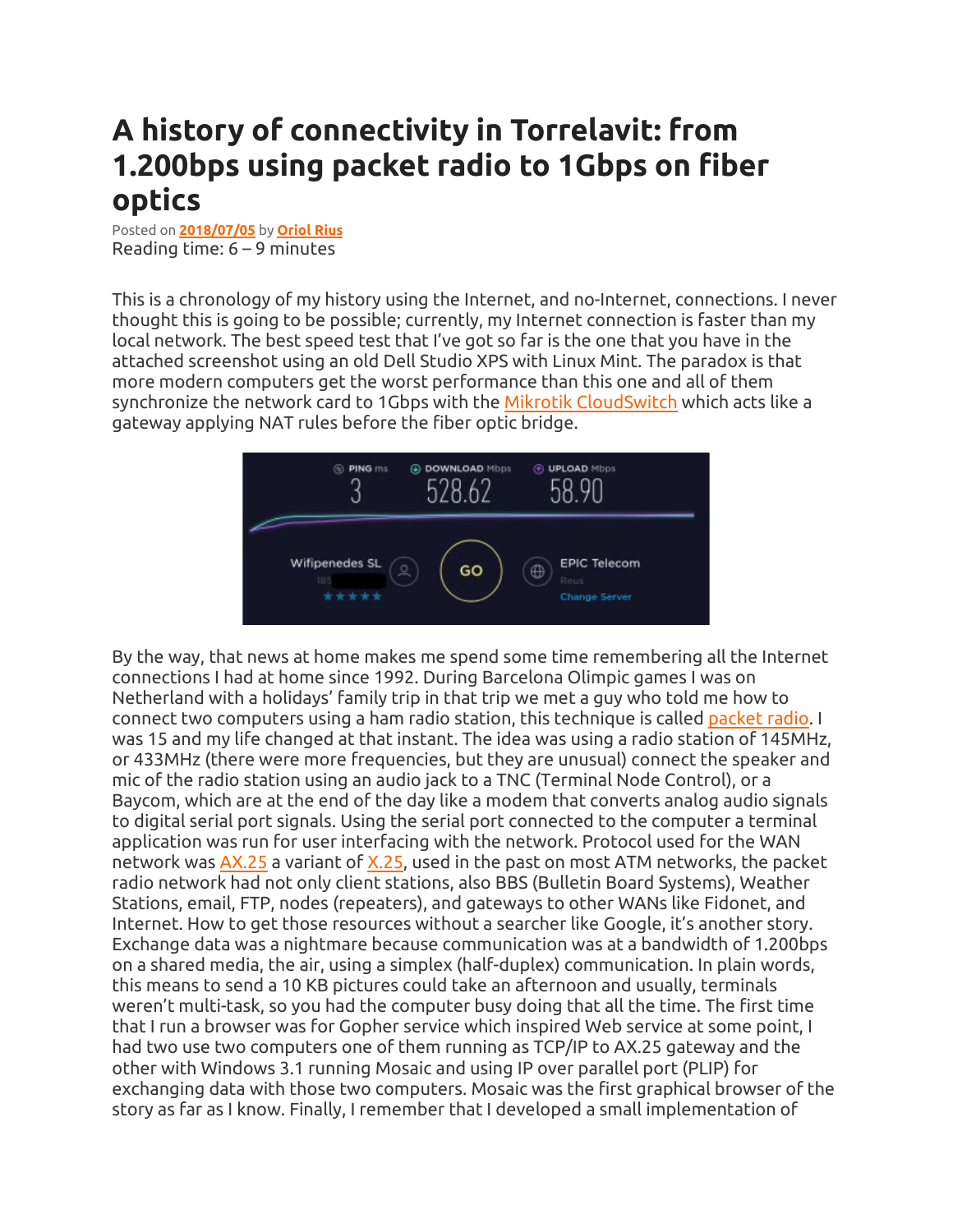# A history of connectivity in Torrelavit: from 1.200bps using packet radio to 1Gbps on fiber optics

Posted on 2018/07/05 by Oriol Rius
Reading time: 6 – 9 minutes

This is a chronology of my history using the Internet, and no-Internet, connections. I never thought this is going to be possible; currently, my Internet connection is faster than my local network. The best speed test that I've got so far is the one that you have in the attached screenshot using an old Dell Studio XPS with Linux Mint. The paradox is that more modern computers get the worst performance than this one and all of them synchronize the network card to 1Gbps with the Mikrotik CloudSwitch which acts like a gateway applying NAT rules before the fiber optic bridge.

By the way, that news at home makes me spend some time remembering all the Internet connections I had at home since 1992. During Barcelona Olimpic games I was on Netherland with a holidays' family trip in that trip we met a guy who told me how to connect two computers using a ham radio station, this technique is called packet radio. I was 15 and my life changed at that instant. The idea was using a radio station of 145MHz, or 433MHz (there were more frequencies, but they are unusual) connect the speaker and mic of the radio station using an audio jack to a TNC (Terminal Node Control), or a Baycom, which are at the end of the day like a modem that converts analog audio signals to digital serial port signals. Using the serial port connected to the computer a terminal application was run for user interfacing with the network. Protocol used for the WAN network was AX.25 a variant of X.25, used in the past on most ATM networks, the packet radio network had not only client stations, also BBS (Bulletin Board Systems), Weather Stations, email, FTP, nodes (repeaters), and gateways to other WANs like Fidonet, and Internet. How to get those resources without a searcher like Google, it's another story. Exchange data was a nightmare because communication was at a bandwidth of 1.200bps on a shared media, the air, using a simplex (half-duplex) communication. In plain words, this means to send a 10 KB pictures could take an afternoon and usually, terminals weren't multi-task, so you had the computer busy doing that all the time. The first time that I run a browser was for Gopher service which inspired Web service at some point, I had two use two computers one of them running as TCP/IP to AX.25 gateway and the other with Windows 3.1 running Mosaic and using IP over parallel port (PLIP) for exchanging data with those two computers. Mosaic was the first graphical browser of the story as far as I know. Finally, I remember that I developed a small implementation of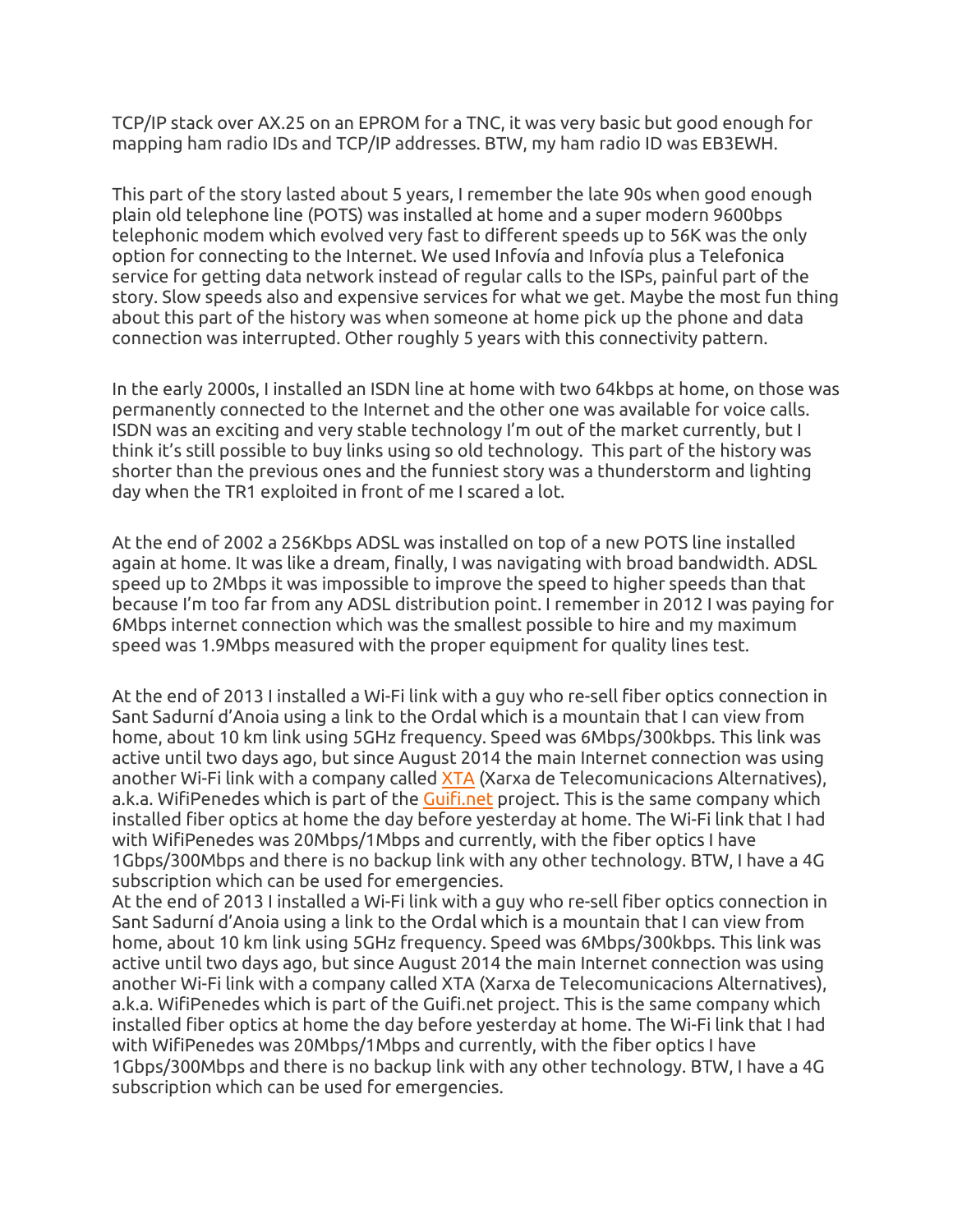TCP/IP stack over AX.25 on an EPROM for a TNC, it was very basic but good enough for mapping ham radio IDs and TCP/IP addresses. BTW, my ham radio ID was EB3EWH.

This part of the story lasted about 5 years, I remember the late 90s when good enough plain old telephone line (POTS) was installed at home and a super modern 9600bps telephonic modem which evolved very fast to different speeds up to 56K was the only option for connecting to the Internet. We used Infovía and Infovía plus a Telefonica service for getting data network instead of regular calls to the ISPs, painful part of the story. Slow speeds also and expensive services for what we get. Maybe the most fun thing about this part of the history was when someone at home pick up the phone and data connection was interrupted. Other roughly 5 years with this connectivity pattern.

In the early 2000s, I installed an ISDN line at home with two 64kbps at home, on those was permanently connected to the Internet and the other one was available for voice calls. ISDN was an exciting and very stable technology I'm out of the market currently, but I think it's still possible to buy links using so old technology. This part of the history was shorter than the previous ones and the funniest story was a thunderstorm and lighting day when the TR1 exploited in front of me I scared a lot.

At the end of 2002 a 256Kbps ADSL was installed on top of a new POTS line installed again at home. It was like a dream, finally, I was navigating with broad bandwidth. ADSL speed up to 2Mbps it was impossible to improve the speed to higher speeds than that because I'm too far from any ADSL distribution point. I remember in 2012 I was paying for 6Mbps internet connection which was the smallest possible to hire and my maximum speed was 1.9Mbps measured with the proper equipment for quality lines test.

At the end of 2013 I installed a Wi-Fi link with a guy who re-sell fiber optics connection in Sant Sadurní d'Anoia using a link to the Ordal which is a mountain that I can view from home, about 10 km link using 5GHz frequency. Speed was 6Mbps/300kbps. This link was active until two days ago, but since August 2014 the main Internet connection was using another Wi-Fi link with a company called XTA (Xarxa de Telecomunicacions Alternatives), a.k.a. WifiPenedes which is part of the Guifi.net project. This is the same company which installed fiber optics at home the day before yesterday at home. The Wi-Fi link that I had with WifiPenedes was 20Mbps/1Mbps and currently, with the fiber optics I have 1Gbps/300Mbps and there is no backup link with any other technology. BTW, I have a 4G subscription which can be used for emergencies.
At the end of 2013 I installed a Wi-Fi link with a guy who re-sell fiber optics connection in Sant Sadurní d'Anoia using a link to the Ordal which is a mountain that I can view from home, about 10 km link using 5GHz frequency. Speed was 6Mbps/300kbps. This link was active until two days ago, but since August 2014 the main Internet connection was using another Wi-Fi link with a company called XTA (Xarxa de Telecomunicacions Alternatives), a.k.a. WifiPenedes which is part of the Guifi.net project. This is the same company which installed fiber optics at home the day before yesterday at home. The Wi-Fi link that I had with WifiPenedes was 20Mbps/1Mbps and currently, with the fiber optics I have 1Gbps/300Mbps and there is no backup link with any other technology. BTW, I have a 4G subscription which can be used for emergencies.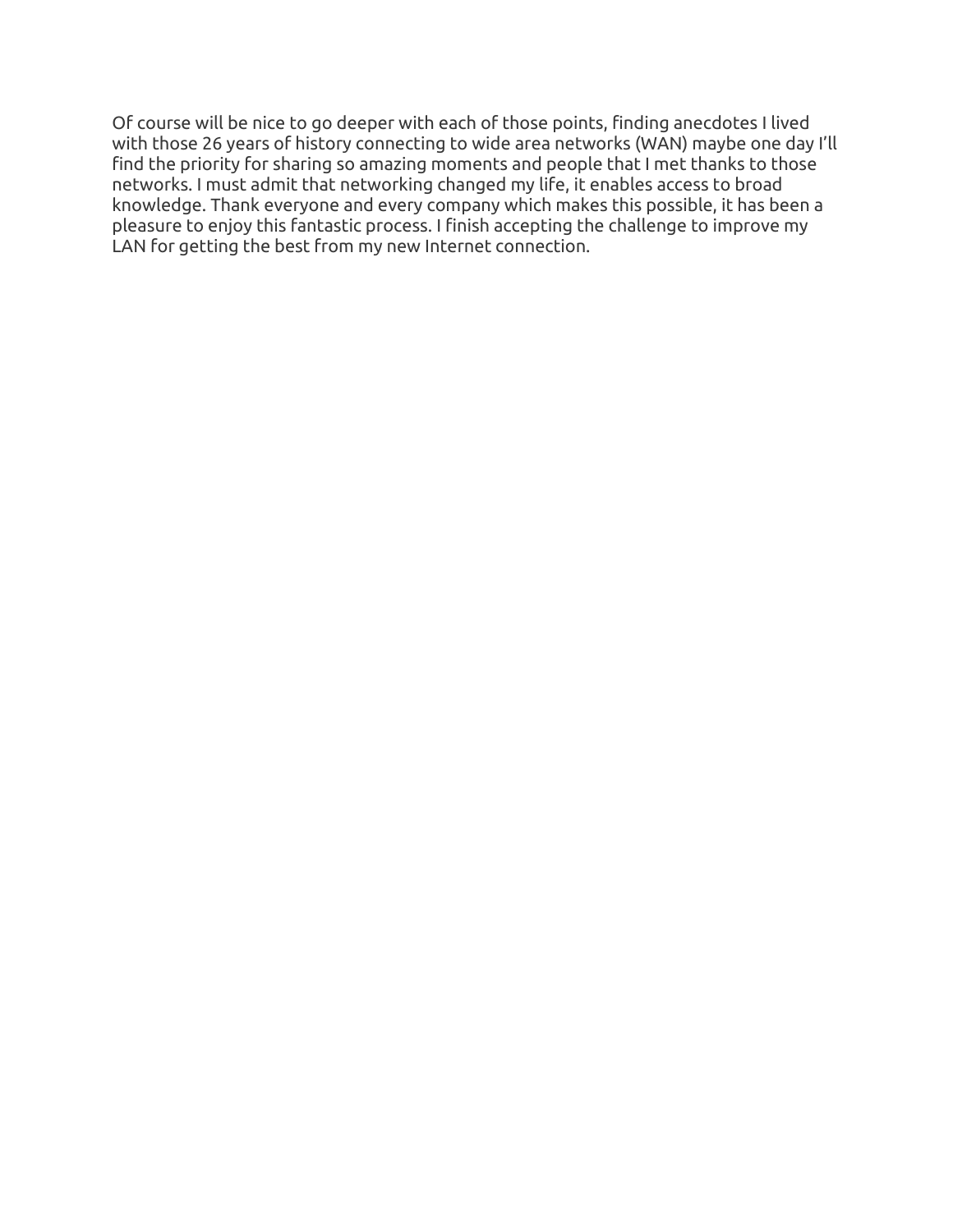Of course will be nice to go deeper with each of those points, finding anecdotes I lived with those 26 years of history connecting to wide area networks (WAN) maybe one day I'll find the priority for sharing so amazing moments and people that I met thanks to those networks. I must admit that networking changed my life, it enables access to broad knowledge. Thank everyone and every company which makes this possible, it has been a pleasure to enjoy this fantastic process. I finish accepting the challenge to improve my LAN for getting the best from my new Internet connection.